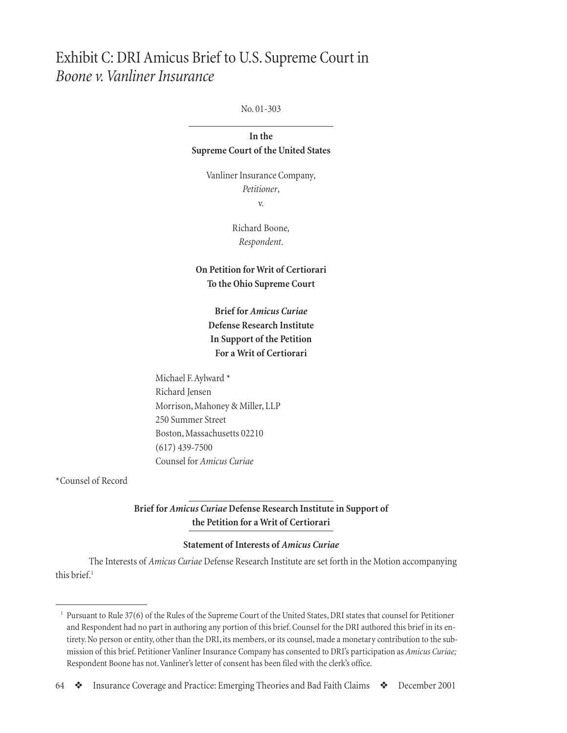# Exhibit C: DRI Amicus Brief to U.S. Supreme Court in *Boone v. Vanliner Insurance*

No. 01-303

---

**In the**
**Supreme Court of the United States**

Vanliner Insurance Company,
*Petitioner*,
v.

Richard Boone,
*Respondent*.

**On Petition for Writ of Certiorari**
**To the Ohio Supreme Court**

**Brief for *Amicus Curiae***
**Defense Research Institute**
**In Support of the Petition**
**For a Writ of Certiorari**

Michael F. Aylward *
Richard Jensen
Morrison, Mahoney & Miller, LLP
250 Summer Street
Boston, Massachusetts 02210
(617) 439-7500
Counsel for *Amicus Curiae*

*Counsel of Record

---

**Brief for *Amicus Curiae* Defense Research Institute in Support of the Petition for a Writ of Certiorari**

---

**Statement of Interests of *Amicus Curiae***

The Interests of *Amicus Curiae* Defense Research Institute are set forth in the Motion accompanying this brief.[1]

---

[1] Pursuant to Rule 37(6) of the Rules of the Supreme Court of the United States, DRI states that counsel for Petitioner and Respondent had no part in authoring any portion of this brief. Counsel for the DRI authored this brief in its entirety. No person or entity, other than the DRI, its members, or its counsel, made a monetary contribution to the submission of this brief. Petitioner Vanliner Insurance Company has consented to DRI's participation as *Amicus Curiae;* Respondent Boone has not. Vanliner's letter of consent has been filed with the clerk's office.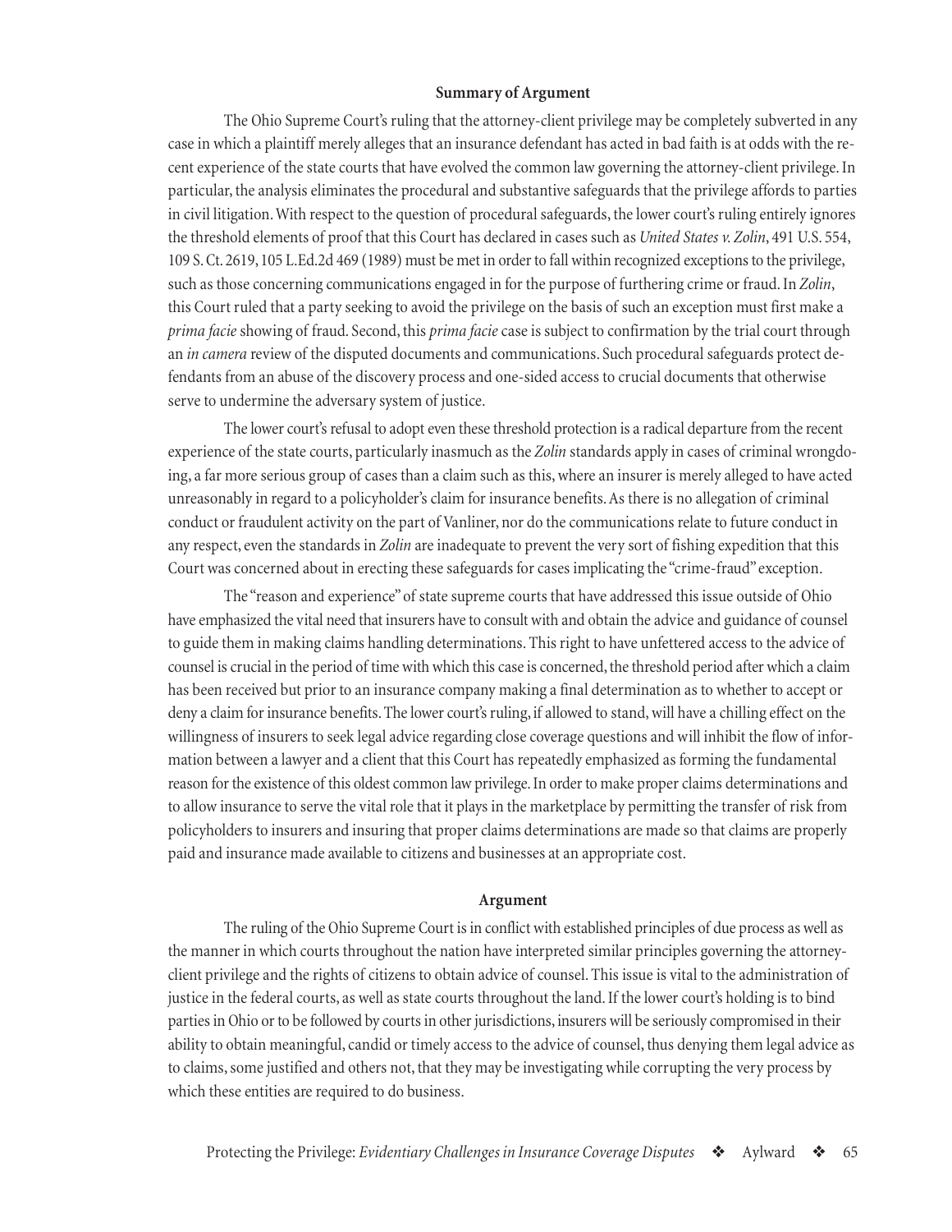**Summary of Argument**

The Ohio Supreme Court's ruling that the attorney-client privilege may be completely subverted in any case in which a plaintiff merely alleges that an insurance defendant has acted in bad faith is at odds with the recent experience of the state courts that have evolved the common law governing the attorney-client privilege. In particular, the analysis eliminates the procedural and substantive safeguards that the privilege affords to parties in civil litigation. With respect to the question of procedural safeguards, the lower court's ruling entirely ignores the threshold elements of proof that this Court has declared in cases such as *United States v. Zolin*, 491 U.S. 554, 109 S. Ct. 2619, 105 L.Ed.2d 469 (1989) must be met in order to fall within recognized exceptions to the privilege, such as those concerning communications engaged in for the purpose of furthering crime or fraud. In *Zolin*, this Court ruled that a party seeking to avoid the privilege on the basis of such an exception must first make a *prima facie* showing of fraud. Second, this *prima facie* case is subject to confirmation by the trial court through an *in camera* review of the disputed documents and communications. Such procedural safeguards protect defendants from an abuse of the discovery process and one-sided access to crucial documents that otherwise serve to undermine the adversary system of justice.

The lower court's refusal to adopt even these threshold protection is a radical departure from the recent experience of the state courts, particularly inasmuch as the *Zolin* standards apply in cases of criminal wrongdoing, a far more serious group of cases than a claim such as this, where an insurer is merely alleged to have acted unreasonably in regard to a policyholder's claim for insurance benefits. As there is no allegation of criminal conduct or fraudulent activity on the part of Vanliner, nor do the communications relate to future conduct in any respect, even the standards in *Zolin* are inadequate to prevent the very sort of fishing expedition that this Court was concerned about in erecting these safeguards for cases implicating the "crime-fraud" exception.

The "reason and experience" of state supreme courts that have addressed this issue outside of Ohio have emphasized the vital need that insurers have to consult with and obtain the advice and guidance of counsel to guide them in making claims handling determinations. This right to have unfettered access to the advice of counsel is crucial in the period of time with which this case is concerned, the threshold period after which a claim has been received but prior to an insurance company making a final determination as to whether to accept or deny a claim for insurance benefits. The lower court's ruling, if allowed to stand, will have a chilling effect on the willingness of insurers to seek legal advice regarding close coverage questions and will inhibit the flow of information between a lawyer and a client that this Court has repeatedly emphasized as forming the fundamental reason for the existence of this oldest common law privilege. In order to make proper claims determinations and to allow insurance to serve the vital role that it plays in the marketplace by permitting the transfer of risk from policyholders to insurers and insuring that proper claims determinations are made so that claims are properly paid and insurance made available to citizens and businesses at an appropriate cost.

**Argument**

The ruling of the Ohio Supreme Court is in conflict with established principles of due process as well as the manner in which courts throughout the nation have interpreted similar principles governing the attorney-client privilege and the rights of citizens to obtain advice of counsel. This issue is vital to the administration of justice in the federal courts, as well as state courts throughout the land. If the lower court's holding is to bind parties in Ohio or to be followed by courts in other jurisdictions, insurers will be seriously compromised in their ability to obtain meaningful, candid or timely access to the advice of counsel, thus denying them legal advice as to claims, some justified and others not, that they may be investigating while corrupting the very process by which these entities are required to do business.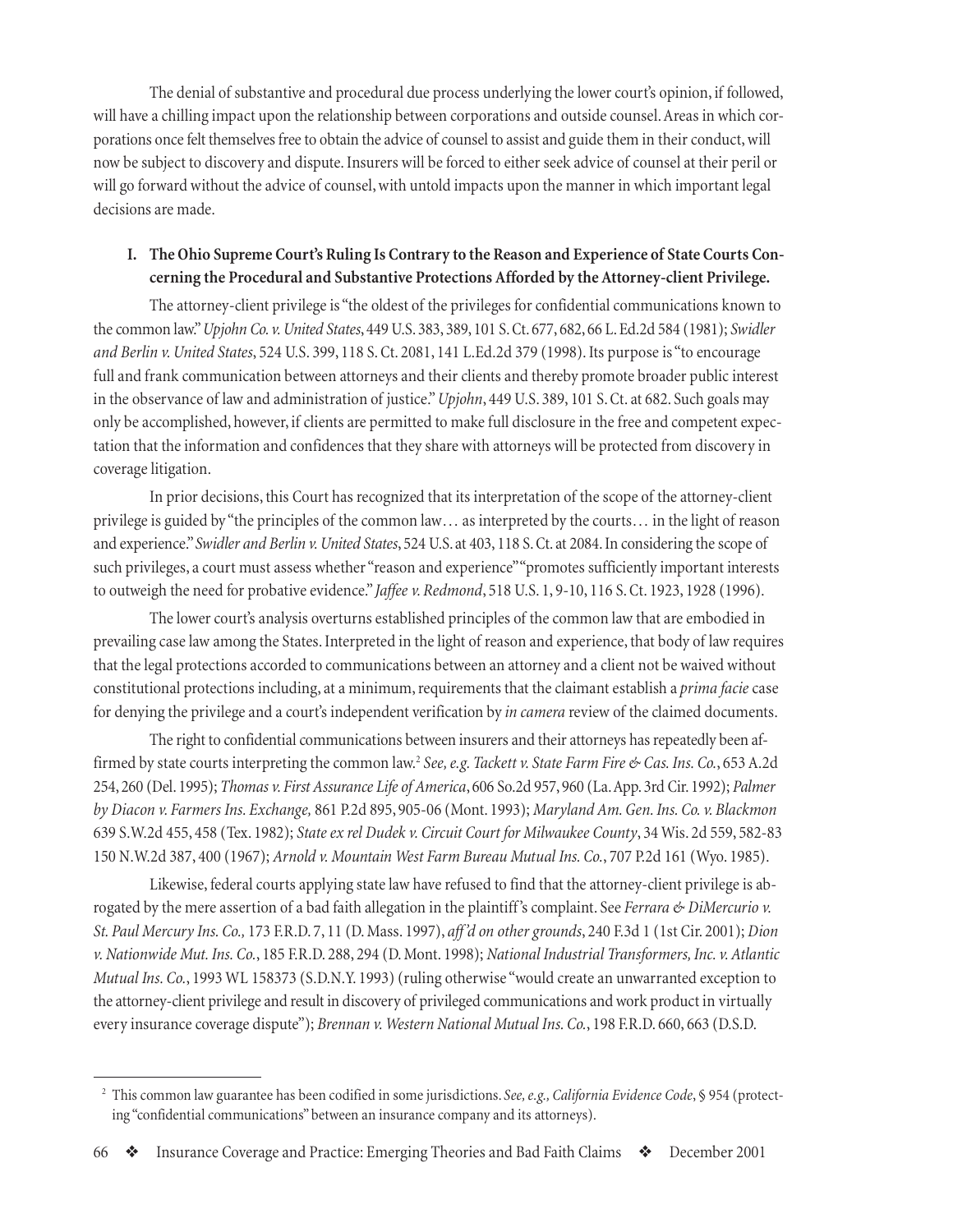The denial of substantive and procedural due process underlying the lower court's opinion, if followed, will have a chilling impact upon the relationship between corporations and outside counsel. Areas in which corporations once felt themselves free to obtain the advice of counsel to assist and guide them in their conduct, will now be subject to discovery and dispute. Insurers will be forced to either seek advice of counsel at their peril or will go forward without the advice of counsel, with untold impacts upon the manner in which important legal decisions are made.

### I. The Ohio Supreme Court's Ruling Is Contrary to the Reason and Experience of State Courts Concerning the Procedural and Substantive Protections Afforded by the Attorney-client Privilege.

The attorney-client privilege is "the oldest of the privileges for confidential communications known to the common law." *Upjohn Co. v. United States*, 449 U.S. 383, 389, 101 S. Ct. 677, 682, 66 L. Ed.2d 584 (1981); *Swidler and Berlin v. United States*, 524 U.S. 399, 118 S. Ct. 2081, 141 L.Ed.2d 379 (1998). Its purpose is "to encourage full and frank communication between attorneys and their clients and thereby promote broader public interest in the observance of law and administration of justice." *Upjohn*, 449 U.S. 389, 101 S. Ct. at 682. Such goals may only be accomplished, however, if clients are permitted to make full disclosure in the free and competent expectation that the information and confidences that they share with attorneys will be protected from discovery in coverage litigation.

In prior decisions, this Court has recognized that its interpretation of the scope of the attorney-client privilege is guided by "the principles of the common law… as interpreted by the courts… in the light of reason and experience." *Swidler and Berlin v. United States*, 524 U.S. at 403, 118 S. Ct. at 2084. In considering the scope of such privileges, a court must assess whether "reason and experience" "promotes sufficiently important interests to outweigh the need for probative evidence." *Jaffee v. Redmond*, 518 U.S. 1, 9-10, 116 S. Ct. 1923, 1928 (1996).

The lower court's analysis overturns established principles of the common law that are embodied in prevailing case law among the States. Interpreted in the light of reason and experience, that body of law requires that the legal protections accorded to communications between an attorney and a client not be waived without constitutional protections including, at a minimum, requirements that the claimant establish a *prima facie* case for denying the privilege and a court's independent verification by *in camera* review of the claimed documents.

The right to confidential communications between insurers and their attorneys has repeatedly been affirmed by state courts interpreting the common law.[2] *See, e.g. Tackett v. State Farm Fire & Cas. Ins. Co.*, 653 A.2d 254, 260 (Del. 1995); *Thomas v. First Assurance Life of America*, 606 So.2d 957, 960 (La. App. 3rd Cir. 1992); *Palmer by Diacon v. Farmers Ins. Exchange,* 861 P.2d 895, 905-06 (Mont. 1993); *Maryland Am. Gen. Ins. Co. v. Blackmon* 639 S.W.2d 455, 458 (Tex. 1982); *State ex rel Dudek v. Circuit Court for Milwaukee County*, 34 Wis. 2d 559, 582-83 150 N.W.2d 387, 400 (1967); *Arnold v. Mountain West Farm Bureau Mutual Ins. Co.*, 707 P.2d 161 (Wyo. 1985).

Likewise, federal courts applying state law have refused to find that the attorney-client privilege is abrogated by the mere assertion of a bad faith allegation in the plaintiff's complaint. See *Ferrara & DiMercurio v. St. Paul Mercury Ins. Co.,* 173 F.R.D. 7, 11 (D. Mass. 1997), *aff'd on other grounds*, 240 F.3d 1 (1st Cir. 2001); *Dion v. Nationwide Mut. Ins. Co.*, 185 F.R.D. 288, 294 (D. Mont. 1998); *National Industrial Transformers, Inc. v. Atlantic Mutual Ins. Co.*, 1993 WL 158373 (S.D.N.Y. 1993) (ruling otherwise "would create an unwarranted exception to the attorney-client privilege and result in discovery of privileged communications and work product in virtually every insurance coverage dispute"); *Brennan v. Western National Mutual Ins. Co.*, 198 F.R.D. 660, 663 (D.S.D.

---

[2] This common law guarantee has been codified in some jurisdictions. *See, e.g., California Evidence Code*, § 954 (protecting "confidential communications" between an insurance company and its attorneys).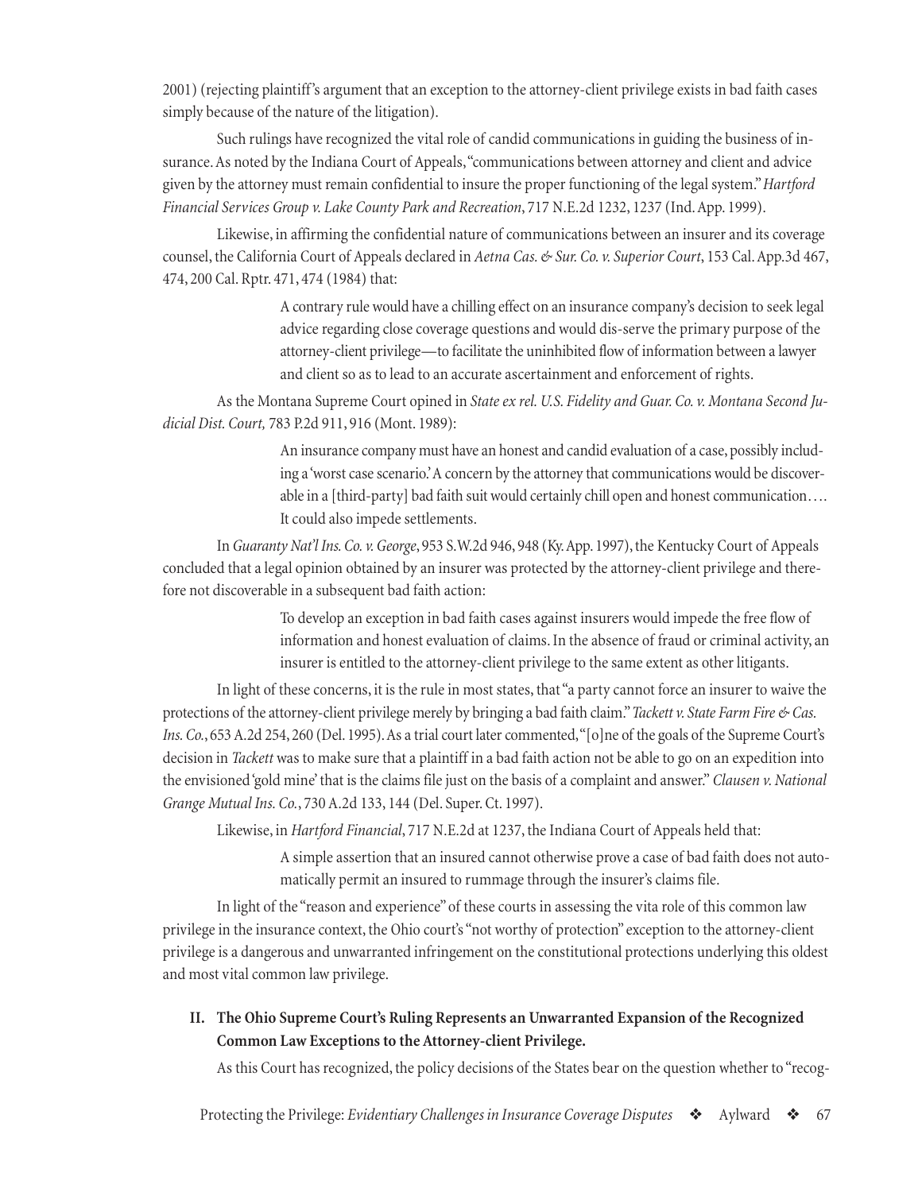2001) (rejecting plaintiff's argument that an exception to the attorney-client privilege exists in bad faith cases simply because of the nature of the litigation).

Such rulings have recognized the vital role of candid communications in guiding the business of insurance. As noted by the Indiana Court of Appeals, "communications between attorney and client and advice given by the attorney must remain confidential to insure the proper functioning of the legal system." *Hartford Financial Services Group v. Lake County Park and Recreation*, 717 N.E.2d 1232, 1237 (Ind. App. 1999).

Likewise, in affirming the confidential nature of communications between an insurer and its coverage counsel, the California Court of Appeals declared in *Aetna Cas. & Sur. Co. v. Superior Court*, 153 Cal. App.3d 467, 474, 200 Cal. Rptr. 471, 474 (1984) that:

> A contrary rule would have a chilling effect on an insurance company's decision to seek legal advice regarding close coverage questions and would dis-serve the primary purpose of the attorney-client privilege—to facilitate the uninhibited flow of information between a lawyer and client so as to lead to an accurate ascertainment and enforcement of rights.

As the Montana Supreme Court opined in *State ex rel. U.S. Fidelity and Guar. Co. v. Montana Second Judicial Dist. Court,* 783 P.2d 911, 916 (Mont. 1989):

> An insurance company must have an honest and candid evaluation of a case, possibly including a 'worst case scenario.' A concern by the attorney that communications would be discoverable in a [third-party] bad faith suit would certainly chill open and honest communication…. It could also impede settlements.

In *Guaranty Nat'l Ins. Co. v. George*, 953 S.W.2d 946, 948 (Ky. App. 1997), the Kentucky Court of Appeals concluded that a legal opinion obtained by an insurer was protected by the attorney-client privilege and therefore not discoverable in a subsequent bad faith action:

> To develop an exception in bad faith cases against insurers would impede the free flow of information and honest evaluation of claims. In the absence of fraud or criminal activity, an insurer is entitled to the attorney-client privilege to the same extent as other litigants.

In light of these concerns, it is the rule in most states, that "a party cannot force an insurer to waive the protections of the attorney-client privilege merely by bringing a bad faith claim." *Tackett v. State Farm Fire & Cas. Ins. Co.*, 653 A.2d 254, 260 (Del. 1995). As a trial court later commented, "[o]ne of the goals of the Supreme Court's decision in *Tackett* was to make sure that a plaintiff in a bad faith action not be able to go on an expedition into the envisioned 'gold mine' that is the claims file just on the basis of a complaint and answer." *Clausen v. National Grange Mutual Ins. Co.*, 730 A.2d 133, 144 (Del. Super. Ct. 1997).

Likewise, in *Hartford Financial*, 717 N.E.2d at 1237, the Indiana Court of Appeals held that:

> A simple assertion that an insured cannot otherwise prove a case of bad faith does not automatically permit an insured to rummage through the insurer's claims file.

In light of the "reason and experience" of these courts in assessing the vita role of this common law privilege in the insurance context, the Ohio court's "not worthy of protection" exception to the attorney-client privilege is a dangerous and unwarranted infringement on the constitutional protections underlying this oldest and most vital common law privilege.

## II. The Ohio Supreme Court's Ruling Represents an Unwarranted Expansion of the Recognized Common Law Exceptions to the Attorney-client Privilege.

As this Court has recognized, the policy decisions of the States bear on the question whether to "recog-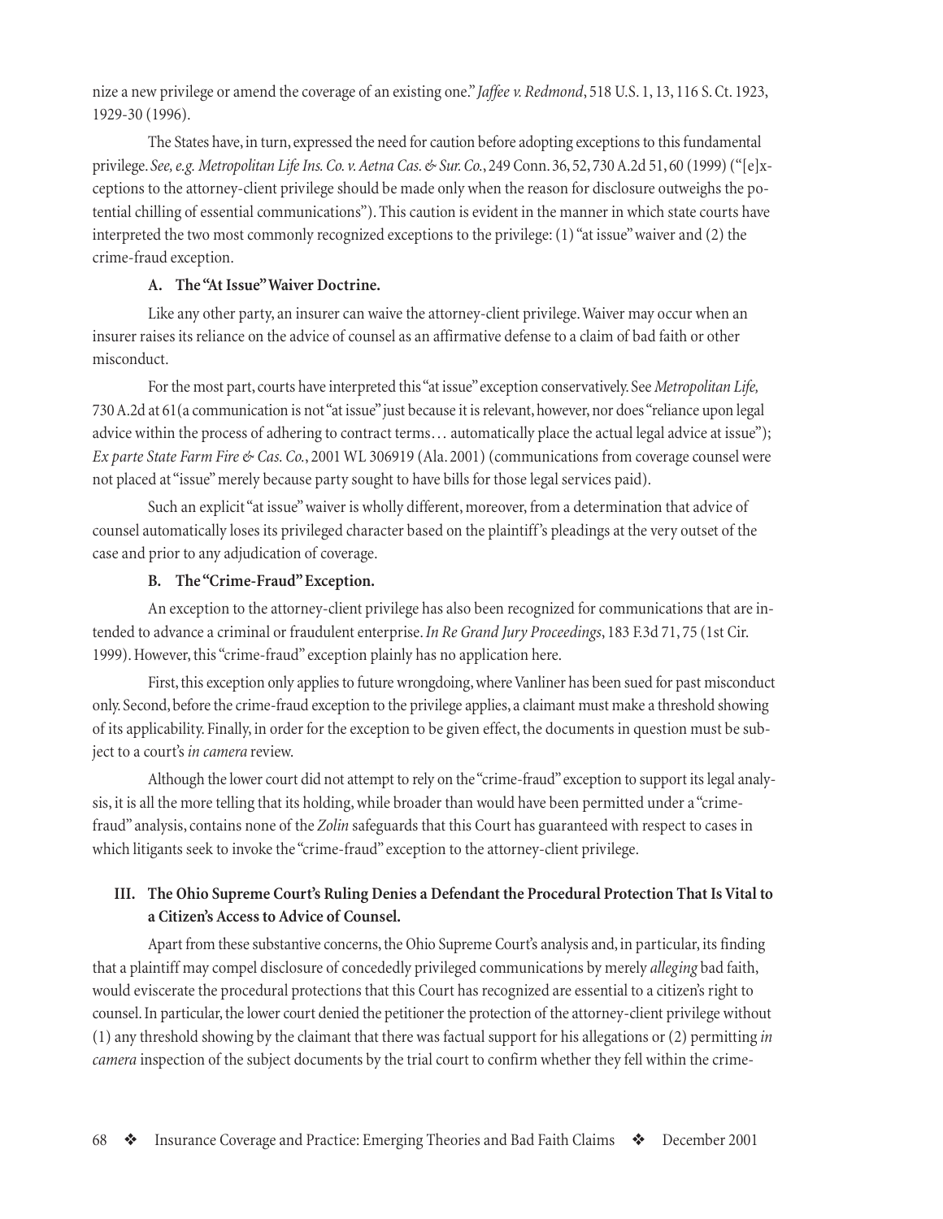nize a new privilege or amend the coverage of an existing one." *Jaffee v. Redmond*, 518 U.S. 1, 13, 116 S. Ct. 1923, 1929-30 (1996).

The States have, in turn, expressed the need for caution before adopting exceptions to this fundamental privilege. *See, e.g. Metropolitan Life Ins. Co. v. Aetna Cas. & Sur. Co.*, 249 Conn. 36, 52, 730 A.2d 51, 60 (1999) ("[e]xceptions to the attorney-client privilege should be made only when the reason for disclosure outweighs the potential chilling of essential communications"). This caution is evident in the manner in which state courts have interpreted the two most commonly recognized exceptions to the privilege: (1) "at issue" waiver and (2) the crime-fraud exception.

### A. The "At Issue" Waiver Doctrine.

Like any other party, an insurer can waive the attorney-client privilege. Waiver may occur when an insurer raises its reliance on the advice of counsel as an affirmative defense to a claim of bad faith or other misconduct.

For the most part, courts have interpreted this "at issue" exception conservatively. See *Metropolitan Life,* 730 A.2d at 61(a communication is not "at issue" just because it is relevant, however, nor does "reliance upon legal advice within the process of adhering to contract terms… automatically place the actual legal advice at issue"); *Ex parte State Farm Fire & Cas. Co.*, 2001 WL 306919 (Ala. 2001) (communications from coverage counsel were not placed at "issue" merely because party sought to have bills for those legal services paid).

Such an explicit "at issue" waiver is wholly different, moreover, from a determination that advice of counsel automatically loses its privileged character based on the plaintiff's pleadings at the very outset of the case and prior to any adjudication of coverage.

### B. The "Crime-Fraud" Exception.

An exception to the attorney-client privilege has also been recognized for communications that are intended to advance a criminal or fraudulent enterprise. *In Re Grand Jury Proceedings*, 183 F.3d 71, 75 (1st Cir. 1999). However, this "crime-fraud" exception plainly has no application here.

First, this exception only applies to future wrongdoing, where Vanliner has been sued for past misconduct only. Second, before the crime-fraud exception to the privilege applies, a claimant must make a threshold showing of its applicability. Finally, in order for the exception to be given effect, the documents in question must be subject to a court's *in camera* review.

Although the lower court did not attempt to rely on the "crime-fraud" exception to support its legal analysis, it is all the more telling that its holding, while broader than would have been permitted under a "crime-fraud" analysis, contains none of the *Zolin* safeguards that this Court has guaranteed with respect to cases in which litigants seek to invoke the "crime-fraud" exception to the attorney-client privilege.

## III. The Ohio Supreme Court's Ruling Denies a Defendant the Procedural Protection That Is Vital to a Citizen's Access to Advice of Counsel.

Apart from these substantive concerns, the Ohio Supreme Court's analysis and, in particular, its finding that a plaintiff may compel disclosure of concededly privileged communications by merely *alleging* bad faith, would eviscerate the procedural protections that this Court has recognized are essential to a citizen's right to counsel. In particular, the lower court denied the petitioner the protection of the attorney-client privilege without (1) any threshold showing by the claimant that there was factual support for his allegations or (2) permitting *in camera* inspection of the subject documents by the trial court to confirm whether they fell within the crime-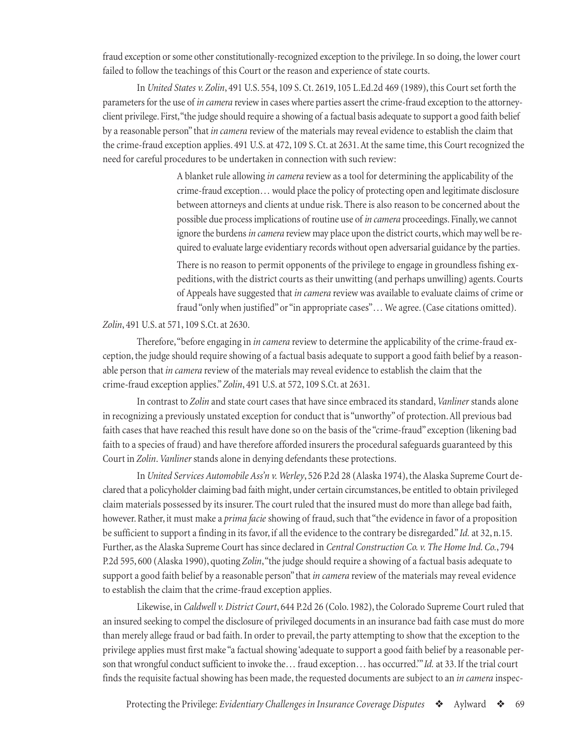fraud exception or some other constitutionally-recognized exception to the privilege. In so doing, the lower court failed to follow the teachings of this Court or the reason and experience of state courts.

In *United States v. Zolin*, 491 U.S. 554, 109 S. Ct. 2619, 105 L.Ed.2d 469 (1989), this Court set forth the parameters for the use of *in camera* review in cases where parties assert the crime-fraud exception to the attorney-client privilege. First, "the judge should require a showing of a factual basis adequate to support a good faith belief by a reasonable person" that *in camera* review of the materials may reveal evidence to establish the claim that the crime-fraud exception applies. 491 U.S. at 472, 109 S. Ct. at 2631. At the same time, this Court recognized the need for careful procedures to be undertaken in connection with such review:

> A blanket rule allowing *in camera* review as a tool for determining the applicability of the crime-fraud exception… would place the policy of protecting open and legitimate disclosure between attorneys and clients at undue risk. There is also reason to be concerned about the possible due process implications of routine use of *in camera* proceedings. Finally, we cannot ignore the burdens *in camera* review may place upon the district courts, which may well be required to evaluate large evidentiary records without open adversarial guidance by the parties.
>
> There is no reason to permit opponents of the privilege to engage in groundless fishing expeditions, with the district courts as their unwitting (and perhaps unwilling) agents. Courts of Appeals have suggested that *in camera* review was available to evaluate claims of crime or fraud "only when justified" or "in appropriate cases"… We agree. (Case citations omitted).

*Zolin*, 491 U.S. at 571, 109 S.Ct. at 2630.

Therefore, "before engaging in *in camera* review to determine the applicability of the crime-fraud exception, the judge should require showing of a factual basis adequate to support a good faith belief by a reasonable person that *in camera* review of the materials may reveal evidence to establish the claim that the crime-fraud exception applies." *Zolin*, 491 U.S. at 572, 109 S.Ct. at 2631.

In contrast to *Zolin* and state court cases that have since embraced its standard, *Vanliner* stands alone in recognizing a previously unstated exception for conduct that is "unworthy" of protection. All previous bad faith cases that have reached this result have done so on the basis of the "crime-fraud" exception (likening bad faith to a species of fraud) and have therefore afforded insurers the procedural safeguards guaranteed by this Court in *Zolin*. *Vanliner* stands alone in denying defendants these protections.

In *United Services Automobile Ass'n v. Werley*, 526 P.2d 28 (Alaska 1974), the Alaska Supreme Court declared that a policyholder claiming bad faith might, under certain circumstances, be entitled to obtain privileged claim materials possessed by its insurer. The court ruled that the insured must do more than allege bad faith, however. Rather, it must make a *prima facie* showing of fraud, such that "the evidence in favor of a proposition be sufficient to support a finding in its favor, if all the evidence to the contrary be disregarded." *Id.* at 32, n.15. Further, as the Alaska Supreme Court has since declared in *Central Construction Co. v. The Home Ind. Co.*, 794 P.2d 595, 600 (Alaska 1990), quoting *Zolin*, "the judge should require a showing of a factual basis adequate to support a good faith belief by a reasonable person" that *in camera* review of the materials may reveal evidence to establish the claim that the crime-fraud exception applies.

Likewise, in *Caldwell v. District Court*, 644 P.2d 26 (Colo. 1982), the Colorado Supreme Court ruled that an insured seeking to compel the disclosure of privileged documents in an insurance bad faith case must do more than merely allege fraud or bad faith. In order to prevail, the party attempting to show that the exception to the privilege applies must first make "a factual showing 'adequate to support a good faith belief by a reasonable person that wrongful conduct sufficient to invoke the… fraud exception… has occurred.'" *Id.* at 33. If the trial court finds the requisite factual showing has been made, the requested documents are subject to an *in camera* inspec-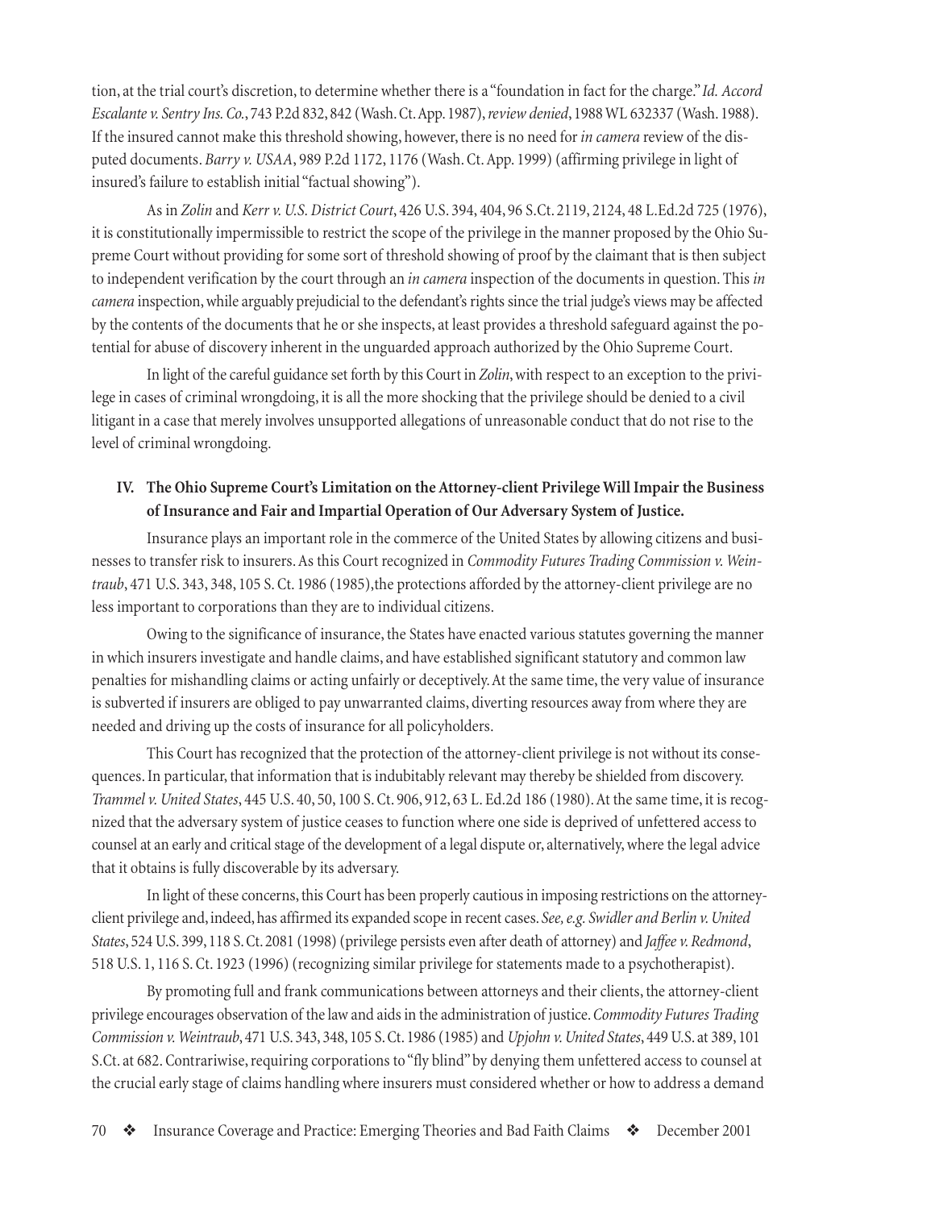tion, at the trial court's discretion, to determine whether there is a "foundation in fact for the charge." *Id. Accord Escalante v. Sentry Ins. Co.*, 743 P.2d 832, 842 (Wash. Ct. App. 1987), *review denied*, 1988 WL 632337 (Wash. 1988). If the insured cannot make this threshold showing, however, there is no need for *in camera* review of the disputed documents. *Barry v. USAA*, 989 P.2d 1172, 1176 (Wash. Ct. App. 1999) (affirming privilege in light of insured's failure to establish initial "factual showing").

As in *Zolin* and *Kerr v. U.S. District Court*, 426 U.S. 394, 404, 96 S.Ct. 2119, 2124, 48 L.Ed.2d 725 (1976), it is constitutionally impermissible to restrict the scope of the privilege in the manner proposed by the Ohio Supreme Court without providing for some sort of threshold showing of proof by the claimant that is then subject to independent verification by the court through an *in camera* inspection of the documents in question. This *in camera* inspection, while arguably prejudicial to the defendant's rights since the trial judge's views may be affected by the contents of the documents that he or she inspects, at least provides a threshold safeguard against the potential for abuse of discovery inherent in the unguarded approach authorized by the Ohio Supreme Court.

In light of the careful guidance set forth by this Court in *Zolin*, with respect to an exception to the privilege in cases of criminal wrongdoing, it is all the more shocking that the privilege should be denied to a civil litigant in a case that merely involves unsupported allegations of unreasonable conduct that do not rise to the level of criminal wrongdoing.

## IV. The Ohio Supreme Court's Limitation on the Attorney-client Privilege Will Impair the Business of Insurance and Fair and Impartial Operation of Our Adversary System of Justice.

Insurance plays an important role in the commerce of the United States by allowing citizens and businesses to transfer risk to insurers. As this Court recognized in *Commodity Futures Trading Commission v. Weintraub*, 471 U.S. 343, 348, 105 S. Ct. 1986 (1985),the protections afforded by the attorney-client privilege are no less important to corporations than they are to individual citizens.

Owing to the significance of insurance, the States have enacted various statutes governing the manner in which insurers investigate and handle claims, and have established significant statutory and common law penalties for mishandling claims or acting unfairly or deceptively. At the same time, the very value of insurance is subverted if insurers are obliged to pay unwarranted claims, diverting resources away from where they are needed and driving up the costs of insurance for all policyholders.

This Court has recognized that the protection of the attorney-client privilege is not without its consequences. In particular, that information that is indubitably relevant may thereby be shielded from discovery. *Trammel v. United States*, 445 U.S. 40, 50, 100 S. Ct. 906, 912, 63 L. Ed.2d 186 (1980). At the same time, it is recognized that the adversary system of justice ceases to function where one side is deprived of unfettered access to counsel at an early and critical stage of the development of a legal dispute or, alternatively, where the legal advice that it obtains is fully discoverable by its adversary.

In light of these concerns, this Court has been properly cautious in imposing restrictions on the attorney-client privilege and, indeed, has affirmed its expanded scope in recent cases. *See, e.g. Swidler and Berlin v. United States*, 524 U.S. 399, 118 S. Ct. 2081 (1998) (privilege persists even after death of attorney) and *Jaffee v. Redmond*, 518 U.S. 1, 116 S. Ct. 1923 (1996) (recognizing similar privilege for statements made to a psychotherapist).

By promoting full and frank communications between attorneys and their clients, the attorney-client privilege encourages observation of the law and aids in the administration of justice. *Commodity Futures Trading Commission v. Weintraub*, 471 U.S. 343, 348, 105 S. Ct. 1986 (1985) and *Upjohn v. United States*, 449 U.S. at 389, 101 S.Ct. at 682. Contrariwise, requiring corporations to "fly blind" by denying them unfettered access to counsel at the crucial early stage of claims handling where insurers must considered whether or how to address a demand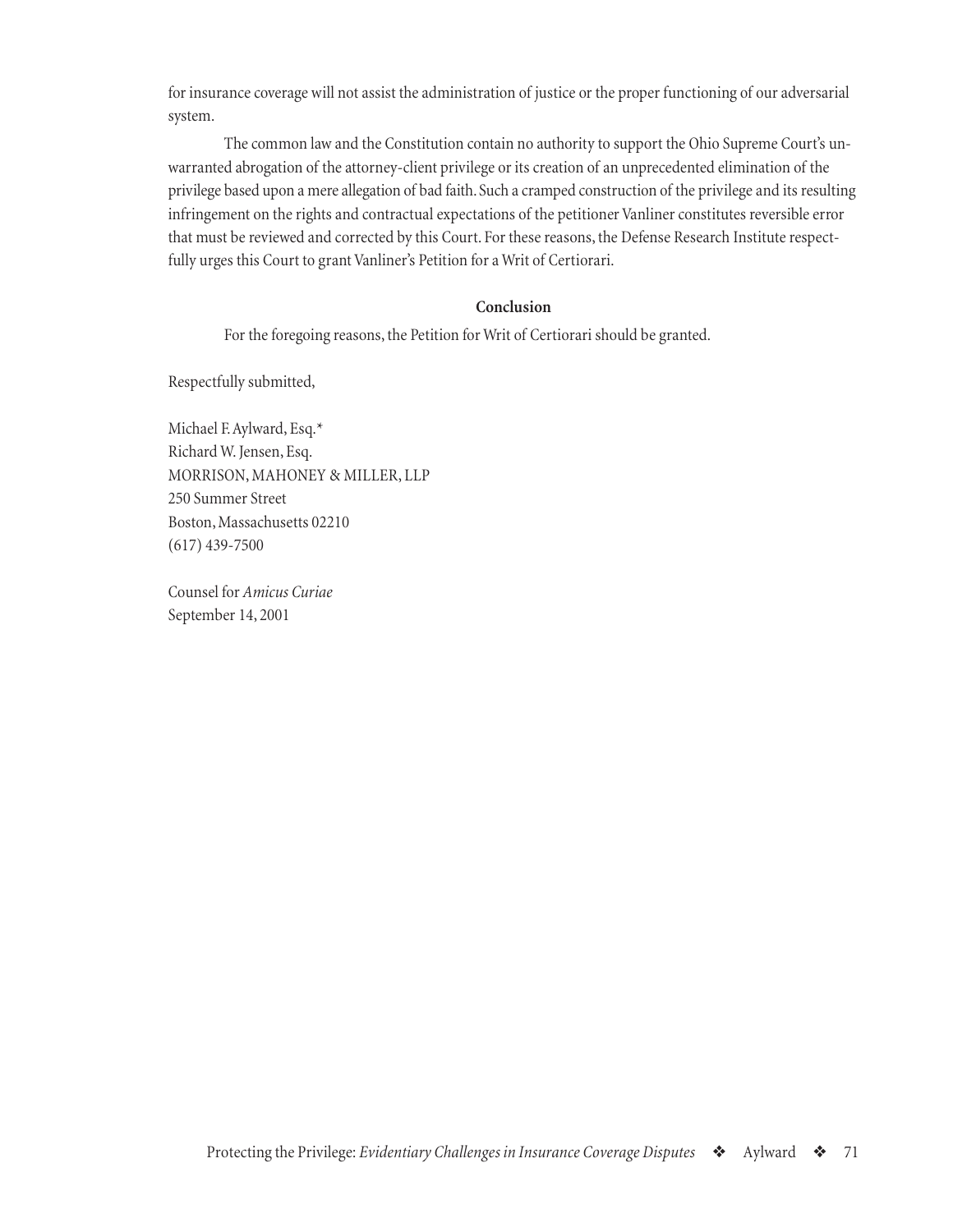for insurance coverage will not assist the administration of justice or the proper functioning of our adversarial system.

The common law and the Constitution contain no authority to support the Ohio Supreme Court's unwarranted abrogation of the attorney-client privilege or its creation of an unprecedented elimination of the privilege based upon a mere allegation of bad faith. Such a cramped construction of the privilege and its resulting infringement on the rights and contractual expectations of the petitioner Vanliner constitutes reversible error that must be reviewed and corrected by this Court. For these reasons, the Defense Research Institute respectfully urges this Court to grant Vanliner's Petition for a Writ of Certiorari.

**Conclusion**

For the foregoing reasons, the Petition for Writ of Certiorari should be granted.

Respectfully submitted,

Michael F. Aylward, Esq.*
Richard W. Jensen, Esq.
MORRISON, MAHONEY & MILLER, LLP
250 Summer Street
Boston, Massachusetts 02210
(617) 439-7500

Counsel for *Amicus Curiae*
September 14, 2001